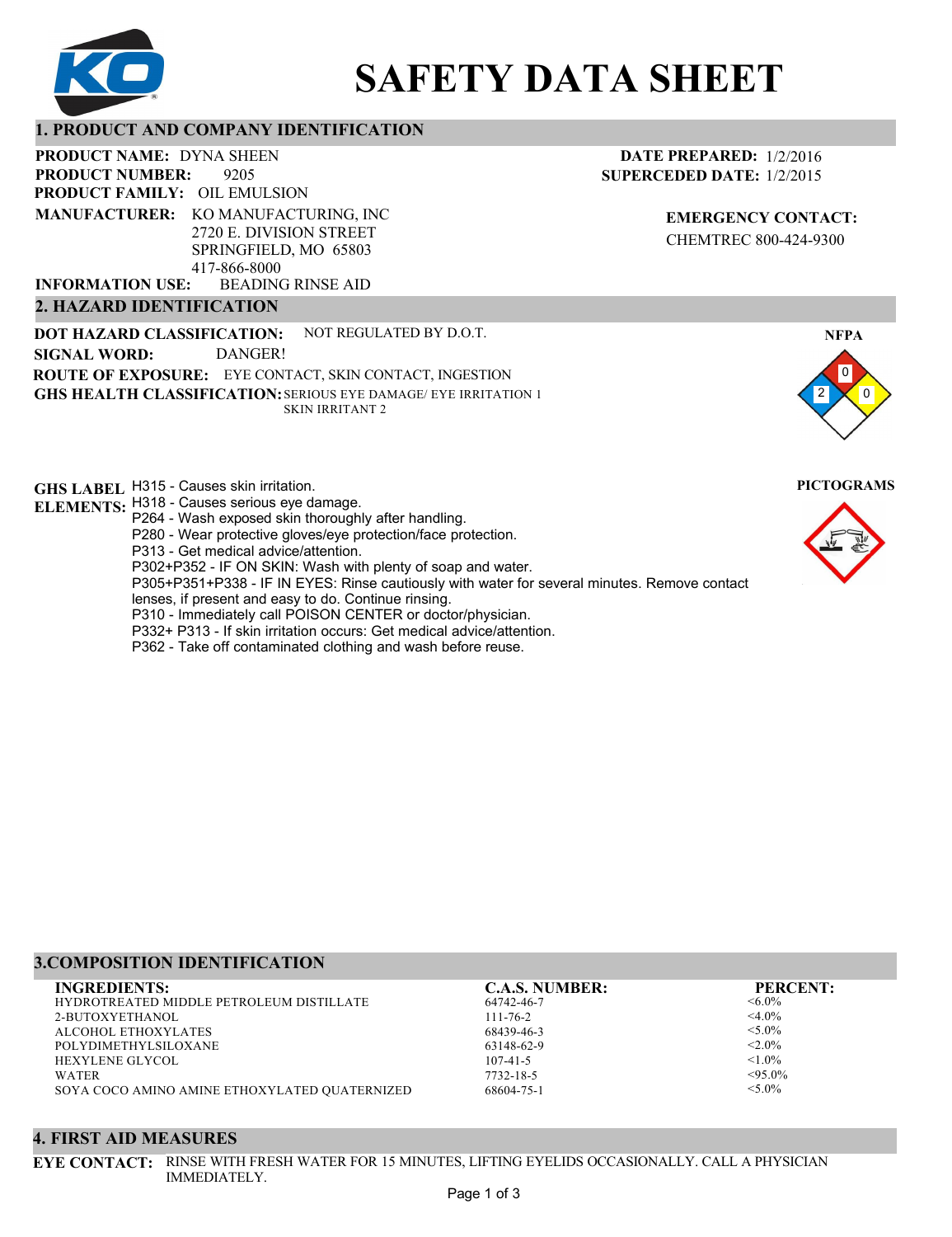# SAFETY DATA SHEET

## 1. PRODUCT AND COMPANY IDENTIFICATION

**PRODUCT NAME:** DYNA SHEEN
**PRODUCT NUMBER:** 9205
**PRODUCT FAMILY:** OIL EMULSION
**MANUFACTURER:** KO MANUFACTURING, INC
2720 E. DIVISION STREET
SPRINGFIELD, MO 65803
417-866-8000
**INFORMATION USE:** BEADING RINSE AID

**DATE PREPARED:** 1/2/2016
**SUPERCEDED DATE:** 1/2/2015

**EMERGENCY CONTACT:**
CHEMTREC 800-424-9300

## 2. HAZARD IDENTIFICATION

**DOT HAZARD CLASSIFICATION:** NOT REGULATED BY D.O.T.
**SIGNAL WORD:** DANGER!
**ROUTE OF EXPOSURE:** EYE CONTACT, SKIN CONTACT, INGESTION
**GHS HEALTH CLASSIFICATION:** SERIOUS EYE DAMAGE/ EYE IRRITATION 1
SKIN IRRITANT 2

**NFPA**
Health: 2, Flammability: 0, Reactivity: 0

**GHS LABEL ELEMENTS:**
H315 - Causes skin irritation.
H318 - Causes serious eye damage.
P264 - Wash exposed skin thoroughly after handling.
P280 - Wear protective gloves/eye protection/face protection.
P313 - Get medical advice/attention.
P302+P352 - IF ON SKIN: Wash with plenty of soap and water.
P305+P351+P338 - IF IN EYES: Rinse cautiously with water for several minutes. Remove contact lenses, if present and easy to do. Continue rinsing.
P310 - Immediately call POISON CENTER or doctor/physician.
P332+ P313 - If skin irritation occurs: Get medical advice/attention.
P362 - Take off contaminated clothing and wash before reuse.

**PICTOGRAMS**

## 3.COMPOSITION IDENTIFICATION

| INGREDIENTS: | C.A.S. NUMBER: | PERCENT: |
|---|---|---|
| HYDROTREATED MIDDLE PETROLEUM DISTILLATE | 64742-46-7 | <6.0% |
| 2-BUTOXYETHANOL | 111-76-2 | <4.0% |
| ALCOHOL ETHOXYLATES | 68439-46-3 | <5.0% |
| POLYDIMETHYLSILOXANE | 63148-62-9 | <2.0% |
| HEXYLENE GLYCOL | 107-41-5 | <1.0% |
| WATER | 7732-18-5 | <95.0% |
| SOYA COCO AMINO AMINE ETHOXYLATED QUATERNIZED | 68604-75-1 | <5.0% |

## 4. FIRST AID MEASURES

**EYE CONTACT:** RINSE WITH FRESH WATER FOR 15 MINUTES, LIFTING EYELIDS OCCASIONALLY. CALL A PHYSICIAN IMMEDIATELY.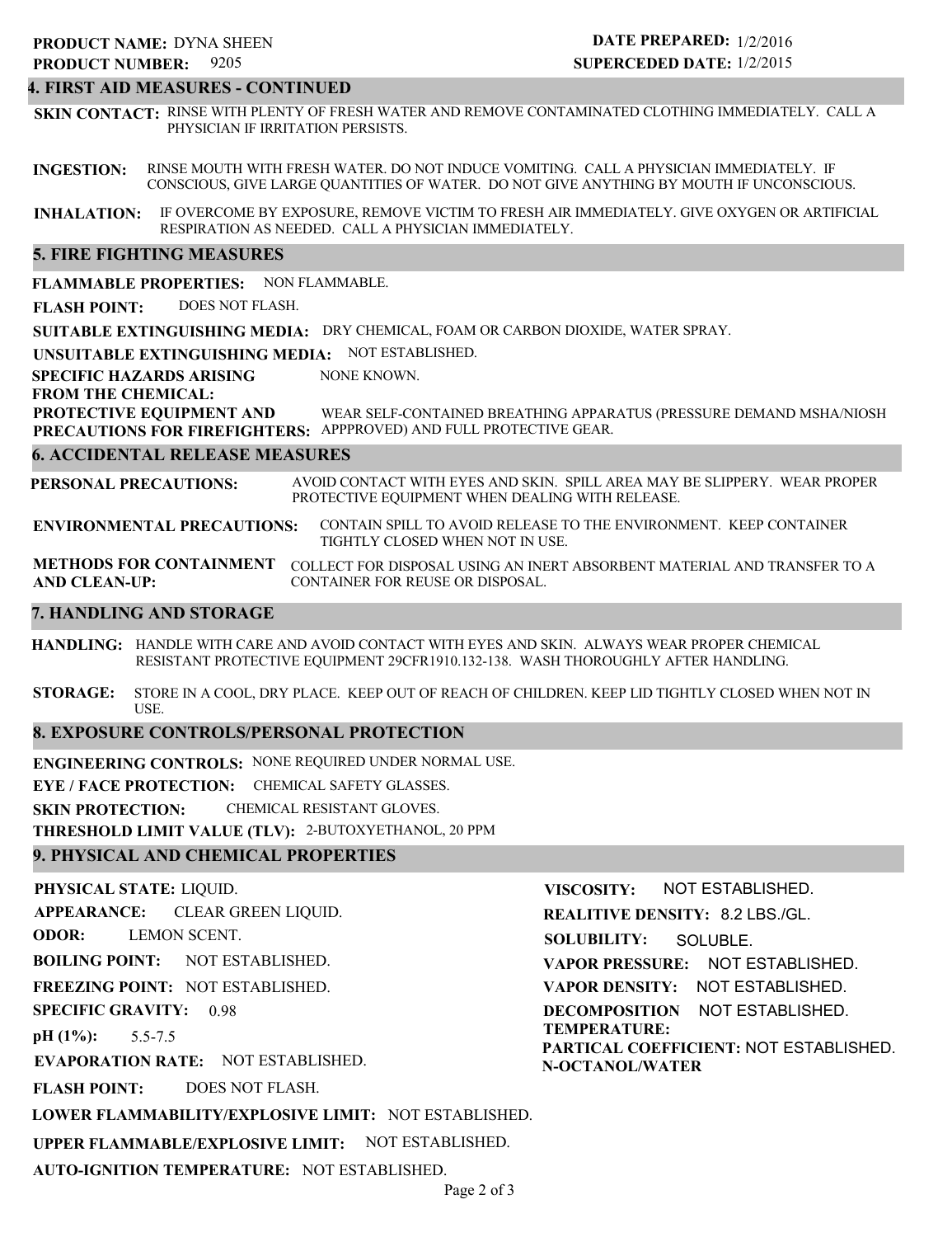**PRODUCT NAME:** DYNA SHEEN
**PRODUCT NUMBER:** 9205

**DATE PREPARED:** 1/2/2016
**SUPERCEDED DATE:** 1/2/2015

## 4. FIRST AID MEASURES - CONTINUED

**SKIN CONTACT:** RINSE WITH PLENTY OF FRESH WATER AND REMOVE CONTAMINATED CLOTHING IMMEDIATELY. CALL A PHYSICIAN IF IRRITATION PERSISTS.

**INGESTION:** RINSE MOUTH WITH FRESH WATER. DO NOT INDUCE VOMITING. CALL A PHYSICIAN IMMEDIATELY. IF CONSCIOUS, GIVE LARGE QUANTITIES OF WATER. DO NOT GIVE ANYTHING BY MOUTH IF UNCONSCIOUS.

**INHALATION:** IF OVERCOME BY EXPOSURE, REMOVE VICTIM TO FRESH AIR IMMEDIATELY. GIVE OXYGEN OR ARTIFICIAL RESPIRATION AS NEEDED. CALL A PHYSICIAN IMMEDIATELY.

## 5. FIRE FIGHTING MEASURES

**FLAMMABLE PROPERTIES:** NON FLAMMABLE.

**FLASH POINT:** DOES NOT FLASH.

**SUITABLE EXTINGUISHING MEDIA:** DRY CHEMICAL, FOAM OR CARBON DIOXIDE, WATER SPRAY.

**UNSUITABLE EXTINGUISHING MEDIA:** NOT ESTABLISHED.

**SPECIFIC HAZARDS ARISING FROM THE CHEMICAL:** NONE KNOWN.

**PROTECTIVE EQUIPMENT AND PRECAUTIONS FOR FIREFIGHTERS:** WEAR SELF-CONTAINED BREATHING APPARATUS (PRESSURE DEMAND MSHA/NIOSH APPPROVED) AND FULL PROTECTIVE GEAR.

## 6. ACCIDENTAL RELEASE MEASURES

**PERSONAL PRECAUTIONS:** AVOID CONTACT WITH EYES AND SKIN. SPILL AREA MAY BE SLIPPERY. WEAR PROPER PROTECTIVE EQUIPMENT WHEN DEALING WITH RELEASE.

**ENVIRONMENTAL PRECAUTIONS:** CONTAIN SPILL TO AVOID RELEASE TO THE ENVIRONMENT. KEEP CONTAINER TIGHTLY CLOSED WHEN NOT IN USE.

**METHODS FOR CONTAINMENT AND CLEAN-UP:** COLLECT FOR DISPOSAL USING AN INERT ABSORBENT MATERIAL AND TRANSFER TO A CONTAINER FOR REUSE OR DISPOSAL.

## 7. HANDLING AND STORAGE

**HANDLING:** HANDLE WITH CARE AND AVOID CONTACT WITH EYES AND SKIN. ALWAYS WEAR PROPER CHEMICAL RESISTANT PROTECTIVE EQUIPMENT 29CFR1910.132-138. WASH THOROUGHLY AFTER HANDLING.

**STORAGE:** STORE IN A COOL, DRY PLACE. KEEP OUT OF REACH OF CHILDREN. KEEP LID TIGHTLY CLOSED WHEN NOT IN USE.

## 8. EXPOSURE CONTROLS/PERSONAL PROTECTION

**ENGINEERING CONTROLS:** NONE REQUIRED UNDER NORMAL USE.

**EYE / FACE PROTECTION:** CHEMICAL SAFETY GLASSES.

**SKIN PROTECTION:** CHEMICAL RESISTANT GLOVES.

**THRESHOLD LIMIT VALUE (TLV):** 2-BUTOXYETHANOL, 20 PPM

## 9. PHYSICAL AND CHEMICAL PROPERTIES

**PHYSICAL STATE:** LIQUID.

**APPEARANCE:** CLEAR GREEN LIQUID.

**ODOR:** LEMON SCENT.

**BOILING POINT:** NOT ESTABLISHED.

**FREEZING POINT:** NOT ESTABLISHED.

**SPECIFIC GRAVITY:** 0.98

**pH (1%):** 5.5-7.5

**EVAPORATION RATE:** NOT ESTABLISHED.

**FLASH POINT:** DOES NOT FLASH.

**LOWER FLAMMABILITY/EXPLOSIVE LIMIT:** NOT ESTABLISHED.

**UPPER FLAMMABLE/EXPLOSIVE LIMIT:** NOT ESTABLISHED.

**AUTO-IGNITION TEMPERATURE:** NOT ESTABLISHED.

**VISCOSITY:** NOT ESTABLISHED.

**REALITIVE DENSITY:** 8.2 LBS./GL.

**SOLUBILITY:** SOLUBLE.

**VAPOR PRESSURE:** NOT ESTABLISHED.

**VAPOR DENSITY:** NOT ESTABLISHED.

**DECOMPOSITION TEMPERATURE:** NOT ESTABLISHED.

**PARTICAL COEFFICIENT: N-OCTANOL/WATER** NOT ESTABLISHED.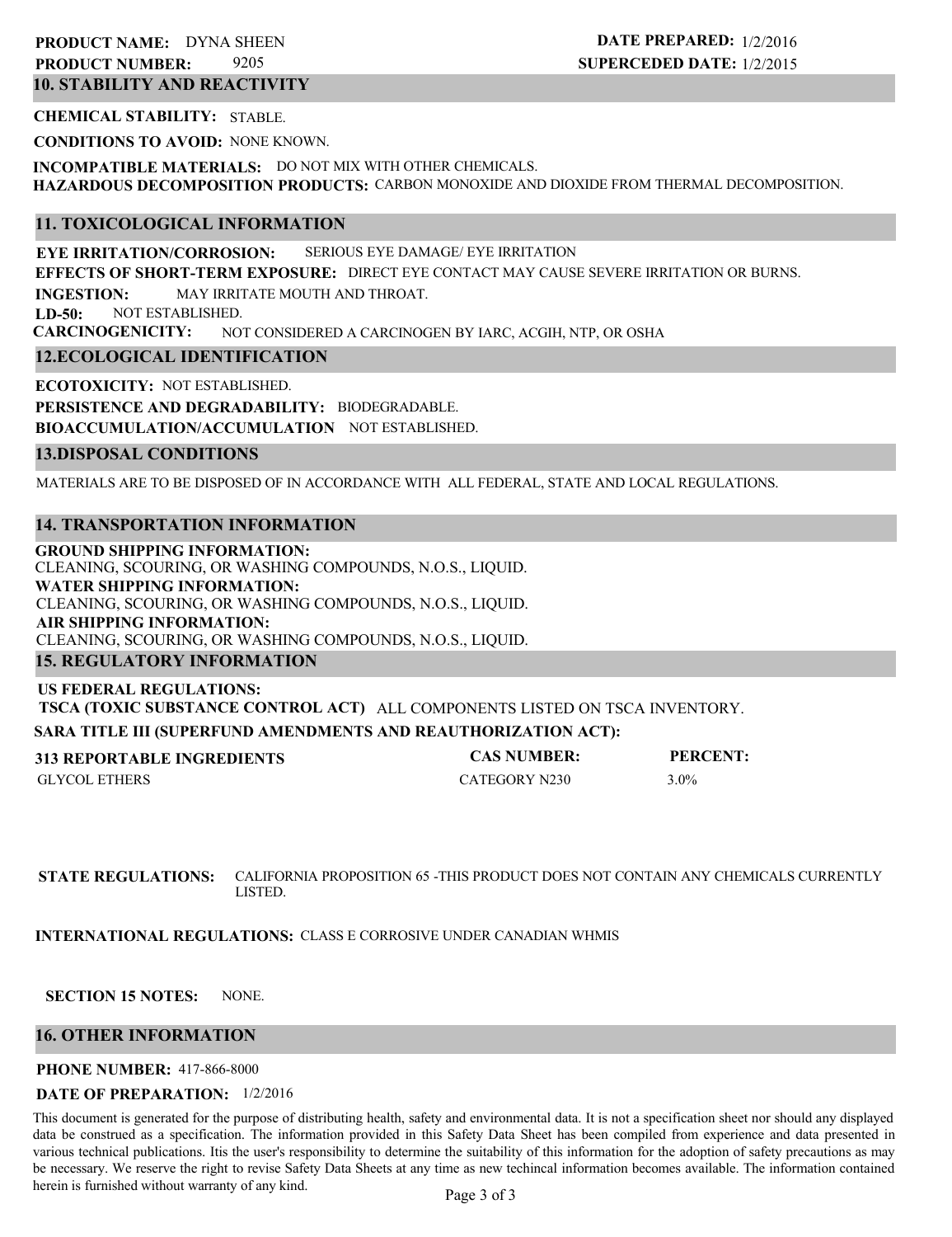**PRODUCT NAME:** DYNA SHEEN
**PRODUCT NUMBER:** 9205

**DATE PREPARED:** 1/2/2016
**SUPERCEDED DATE:** 1/2/2015

## 10. STABILITY AND REACTIVITY

**CHEMICAL STABILITY:** STABLE.

**CONDITIONS TO AVOID:** NONE KNOWN.

**INCOMPATIBLE MATERIALS:** DO NOT MIX WITH OTHER CHEMICALS.

**HAZARDOUS DECOMPOSITION PRODUCTS:** CARBON MONOXIDE AND DIOXIDE FROM THERMAL DECOMPOSITION.

## 11. TOXICOLOGICAL INFORMATION

**EYE IRRITATION/CORROSION:** SERIOUS EYE DAMAGE/ EYE IRRITATION

**EFFECTS OF SHORT-TERM EXPOSURE:** DIRECT EYE CONTACT MAY CAUSE SEVERE IRRITATION OR BURNS.

**INGESTION:** MAY IRRITATE MOUTH AND THROAT.

**LD-50:** NOT ESTABLISHED.

**CARCINOGENICITY:** NOT CONSIDERED A CARCINOGEN BY IARC, ACGIH, NTP, OR OSHA

## 12.ECOLOGICAL IDENTIFICATION

**ECOTOXICITY:** NOT ESTABLISHED.

**PERSISTENCE AND DEGRADABILITY:** BIODEGRADABLE.

**BIOACCUMULATION/ACCUMULATION** NOT ESTABLISHED.

## 13.DISPOSAL CONDITIONS

MATERIALS ARE TO BE DISPOSED OF IN ACCORDANCE WITH ALL FEDERAL, STATE AND LOCAL REGULATIONS.

## 14. TRANSPORTATION INFORMATION

**GROUND SHIPPING INFORMATION:**
CLEANING, SCOURING, OR WASHING COMPOUNDS, N.O.S., LIQUID.

**WATER SHIPPING INFORMATION:**
CLEANING, SCOURING, OR WASHING COMPOUNDS, N.O.S., LIQUID.

**AIR SHIPPING INFORMATION:**
CLEANING, SCOURING, OR WASHING COMPOUNDS, N.O.S., LIQUID.

## 15. REGULATORY INFORMATION

**US FEDERAL REGULATIONS:**

**TSCA (TOXIC SUBSTANCE CONTROL ACT)** ALL COMPONENTS LISTED ON TSCA INVENTORY.

**SARA TITLE III (SUPERFUND AMENDMENTS AND REAUTHORIZATION ACT):**

| 313 REPORTABLE INGREDIENTS | CAS NUMBER: | PERCENT: |
|---|---|---|
| GLYCOL ETHERS | CATEGORY N230 | 3.0% |

**STATE REGULATIONS:** CALIFORNIA PROPOSITION 65 -THIS PRODUCT DOES NOT CONTAIN ANY CHEMICALS CURRENTLY LISTED.

**INTERNATIONAL REGULATIONS:** CLASS E CORROSIVE UNDER CANADIAN WHMIS

**SECTION 15 NOTES:** NONE.

## 16. OTHER INFORMATION

**PHONE NUMBER:** 417-866-8000

**DATE OF PREPARATION:** 1/2/2016

This document is generated for the purpose of distributing health, safety and environmental data. It is not a specification sheet nor should any displayed data be construed as a specification. The information provided in this Safety Data Sheet has been compiled from experience and data presented in various technical publications. Itis the user's responsibility to determine the suitability of this information for the adoption of safety precautions as may be necessary. We reserve the right to revise Safety Data Sheets at any time as new techincal information becomes available. The information contained herein is furnished without warranty of any kind.